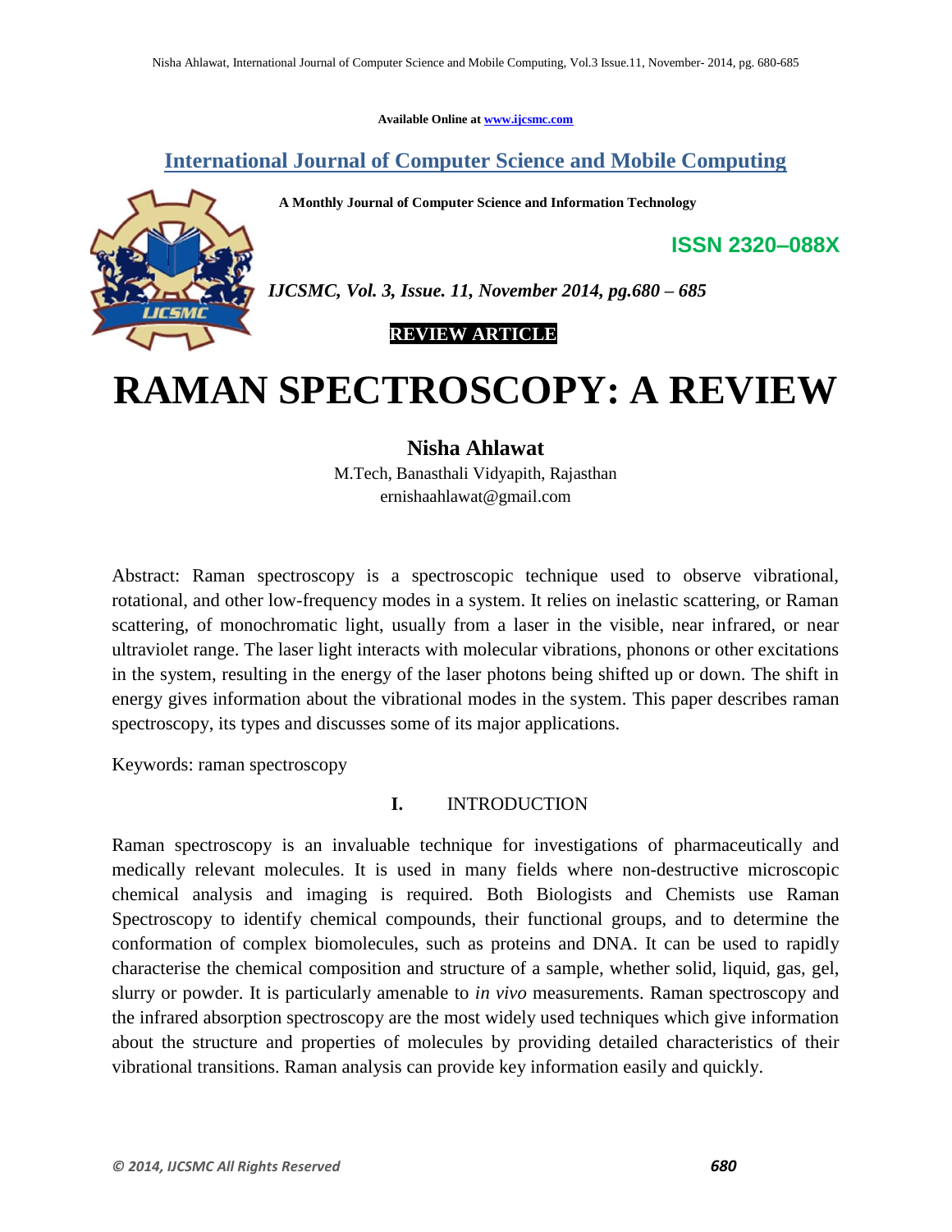Available Online at www.ijcsmc.com

**International Journal of Computer Science and Mobile Computing**

**A Monthly Journal of Computer Science and Information Technology**

**ISSN 2320–088X**

***IJCSMC, Vol. 3, Issue. 11, November 2014, pg.680 – 685***

**REVIEW ARTICLE**

# RAMAN SPECTROSCOPY: A REVIEW

**Nisha Ahlawat**

M.Tech, Banasthali Vidyapith, Rajasthan

ernishaahlawat@gmail.com

Abstract: Raman spectroscopy is a spectroscopic technique used to observe vibrational, rotational, and other low-frequency modes in a system. It relies on inelastic scattering, or Raman scattering, of monochromatic light, usually from a laser in the visible, near infrared, or near ultraviolet range. The laser light interacts with molecular vibrations, phonons or other excitations in the system, resulting in the energy of the laser photons being shifted up or down. The shift in energy gives information about the vibrational modes in the system. This paper describes raman spectroscopy, its types and discusses some of its major applications.

Keywords: raman spectroscopy

## I. INTRODUCTION

Raman spectroscopy is an invaluable technique for investigations of pharmaceutically and medically relevant molecules. It is used in many fields where non-destructive microscopic chemical analysis and imaging is required. Both Biologists and Chemists use Raman Spectroscopy to identify chemical compounds, their functional groups, and to determine the conformation of complex biomolecules, such as proteins and DNA. It can be used to rapidly characterise the chemical composition and structure of a sample, whether solid, liquid, gas, gel, slurry or powder. It is particularly amenable to *in vivo* measurements. Raman spectroscopy and the infrared absorption spectroscopy are the most widely used techniques which give information about the structure and properties of molecules by providing detailed characteristics of their vibrational transitions. Raman analysis can provide key information easily and quickly.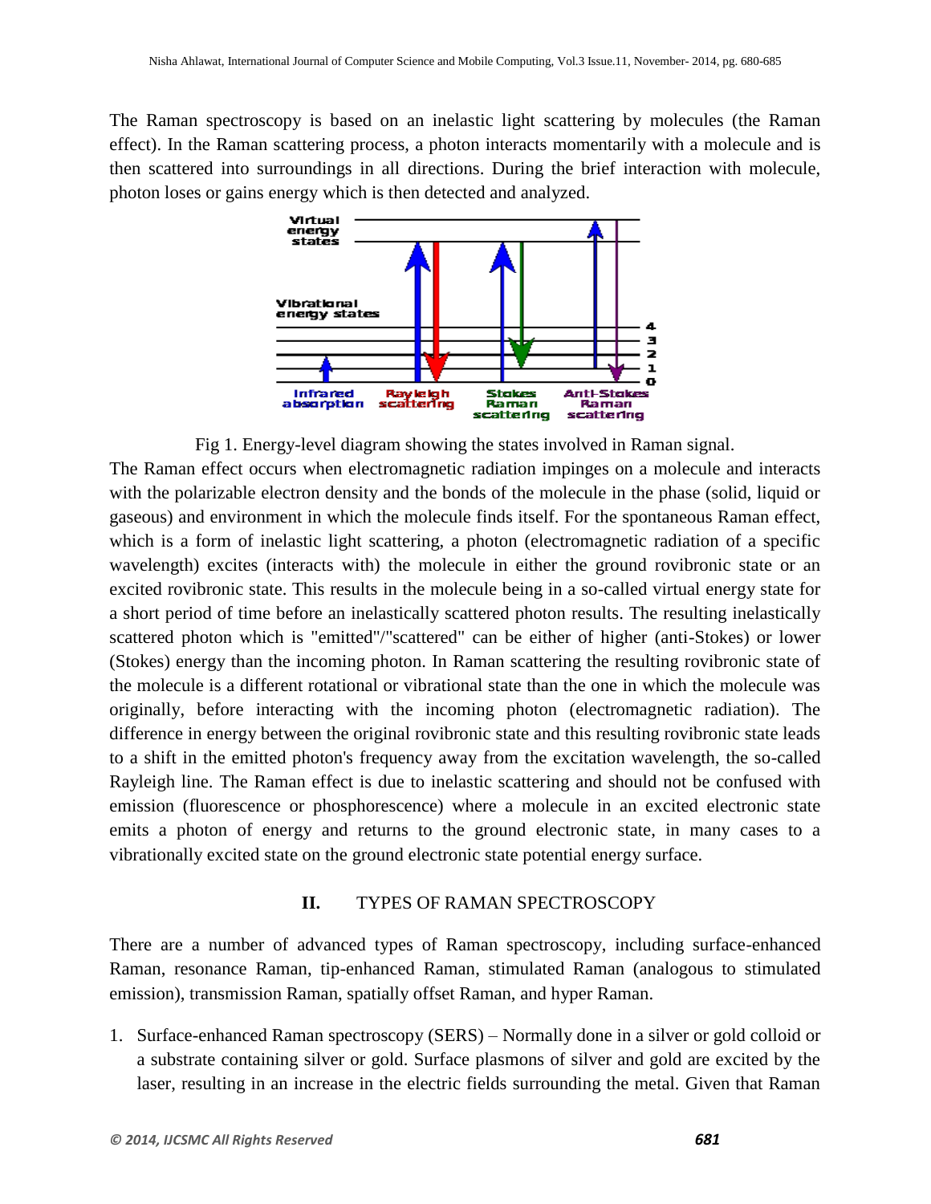The Raman spectroscopy is based on an inelastic light scattering by molecules (the Raman effect). In the Raman scattering process, a photon interacts momentarily with a molecule and is then scattered into surroundings in all directions. During the brief interaction with molecule, photon loses or gains energy which is then detected and analyzed.

Fig 1. Energy-level diagram showing the states involved in Raman signal.

The Raman effect occurs when electromagnetic radiation impinges on a molecule and interacts with the polarizable electron density and the bonds of the molecule in the phase (solid, liquid or gaseous) and environment in which the molecule finds itself. For the spontaneous Raman effect, which is a form of inelastic light scattering, a photon (electromagnetic radiation of a specific wavelength) excites (interacts with) the molecule in either the ground rovibronic state or an excited rovibronic state. This results in the molecule being in a so-called virtual energy state for a short period of time before an inelastically scattered photon results. The resulting inelastically scattered photon which is "emitted"/"scattered" can be either of higher (anti-Stokes) or lower (Stokes) energy than the incoming photon. In Raman scattering the resulting rovibronic state of the molecule is a different rotational or vibrational state than the one in which the molecule was originally, before interacting with the incoming photon (electromagnetic radiation). The difference in energy between the original rovibronic state and this resulting rovibronic state leads to a shift in the emitted photon's frequency away from the excitation wavelength, the so-called Rayleigh line. The Raman effect is due to inelastic scattering and should not be confused with emission (fluorescence or phosphorescence) where a molecule in an excited electronic state emits a photon of energy and returns to the ground electronic state, in many cases to a vibrationally excited state on the ground electronic state potential energy surface.

## II. TYPES OF RAMAN SPECTROSCOPY

There are a number of advanced types of Raman spectroscopy, including surface-enhanced Raman, resonance Raman, tip-enhanced Raman, stimulated Raman (analogous to stimulated emission), transmission Raman, spatially offset Raman, and hyper Raman.

1. Surface-enhanced Raman spectroscopy (SERS) – Normally done in a silver or gold colloid or a substrate containing silver or gold. Surface plasmons of silver and gold are excited by the laser, resulting in an increase in the electric fields surrounding the metal. Given that Raman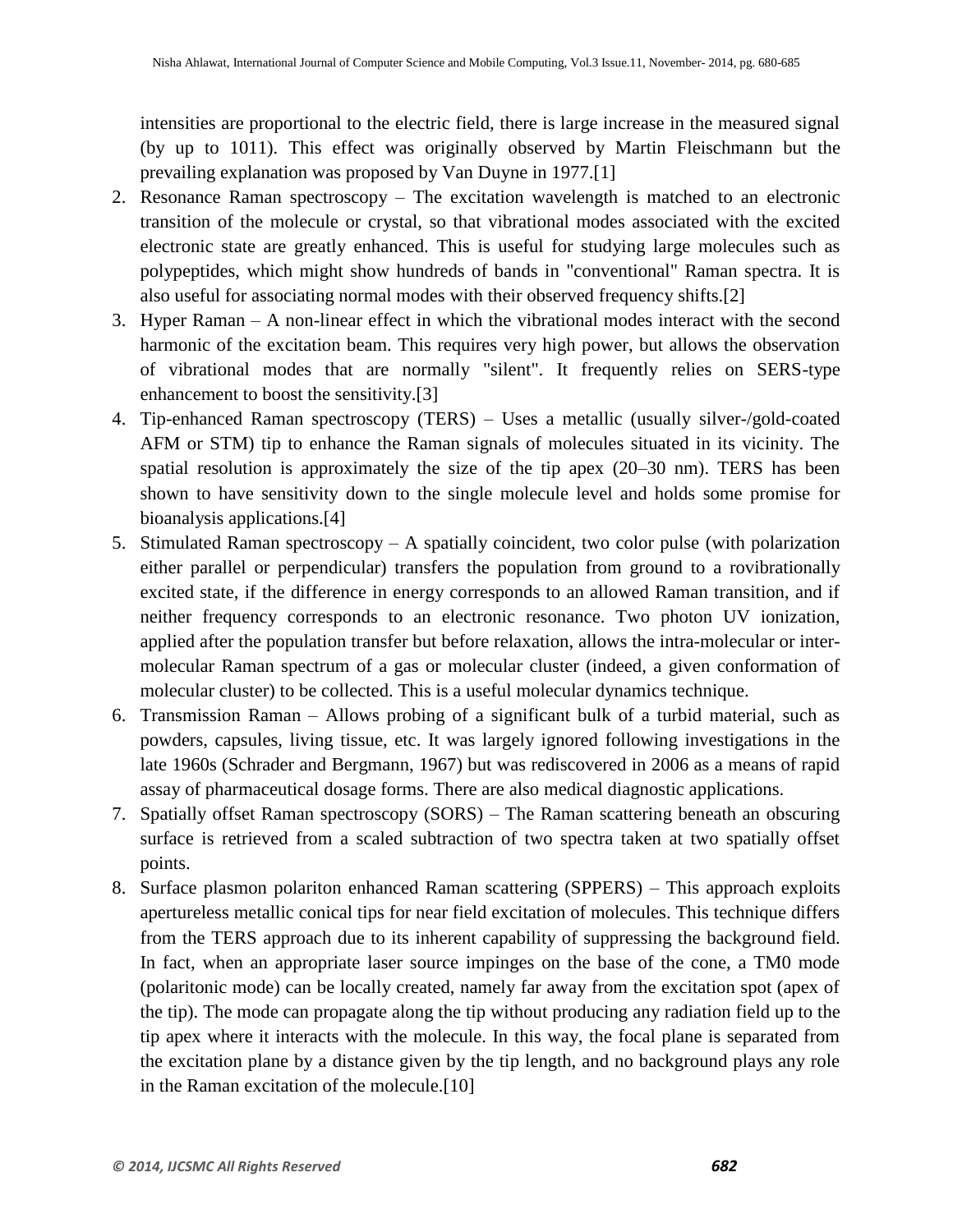intensities are proportional to the electric field, there is large increase in the measured signal (by up to 1011). This effect was originally observed by Martin Fleischmann but the prevailing explanation was proposed by Van Duyne in 1977.[1]

2. Resonance Raman spectroscopy – The excitation wavelength is matched to an electronic transition of the molecule or crystal, so that vibrational modes associated with the excited electronic state are greatly enhanced. This is useful for studying large molecules such as polypeptides, which might show hundreds of bands in "conventional" Raman spectra. It is also useful for associating normal modes with their observed frequency shifts.[2]
3. Hyper Raman – A non-linear effect in which the vibrational modes interact with the second harmonic of the excitation beam. This requires very high power, but allows the observation of vibrational modes that are normally "silent". It frequently relies on SERS-type enhancement to boost the sensitivity.[3]
4. Tip-enhanced Raman spectroscopy (TERS) – Uses a metallic (usually silver-/gold-coated AFM or STM) tip to enhance the Raman signals of molecules situated in its vicinity. The spatial resolution is approximately the size of the tip apex (20–30 nm). TERS has been shown to have sensitivity down to the single molecule level and holds some promise for bioanalysis applications.[4]
5. Stimulated Raman spectroscopy – A spatially coincident, two color pulse (with polarization either parallel or perpendicular) transfers the population from ground to a rovibrationally excited state, if the difference in energy corresponds to an allowed Raman transition, and if neither frequency corresponds to an electronic resonance. Two photon UV ionization, applied after the population transfer but before relaxation, allows the intra-molecular or inter-molecular Raman spectrum of a gas or molecular cluster (indeed, a given conformation of molecular cluster) to be collected. This is a useful molecular dynamics technique.
6. Transmission Raman – Allows probing of a significant bulk of a turbid material, such as powders, capsules, living tissue, etc. It was largely ignored following investigations in the late 1960s (Schrader and Bergmann, 1967) but was rediscovered in 2006 as a means of rapid assay of pharmaceutical dosage forms. There are also medical diagnostic applications.
7. Spatially offset Raman spectroscopy (SORS) – The Raman scattering beneath an obscuring surface is retrieved from a scaled subtraction of two spectra taken at two spatially offset points.
8. Surface plasmon polariton enhanced Raman scattering (SPPERS) – This approach exploits apertureless metallic conical tips for near field excitation of molecules. This technique differs from the TERS approach due to its inherent capability of suppressing the background field. In fact, when an appropriate laser source impinges on the base of the cone, a TM0 mode (polaritonic mode) can be locally created, namely far away from the excitation spot (apex of the tip). The mode can propagate along the tip without producing any radiation field up to the tip apex where it interacts with the molecule. In this way, the focal plane is separated from the excitation plane by a distance given by the tip length, and no background plays any role in the Raman excitation of the molecule.[10]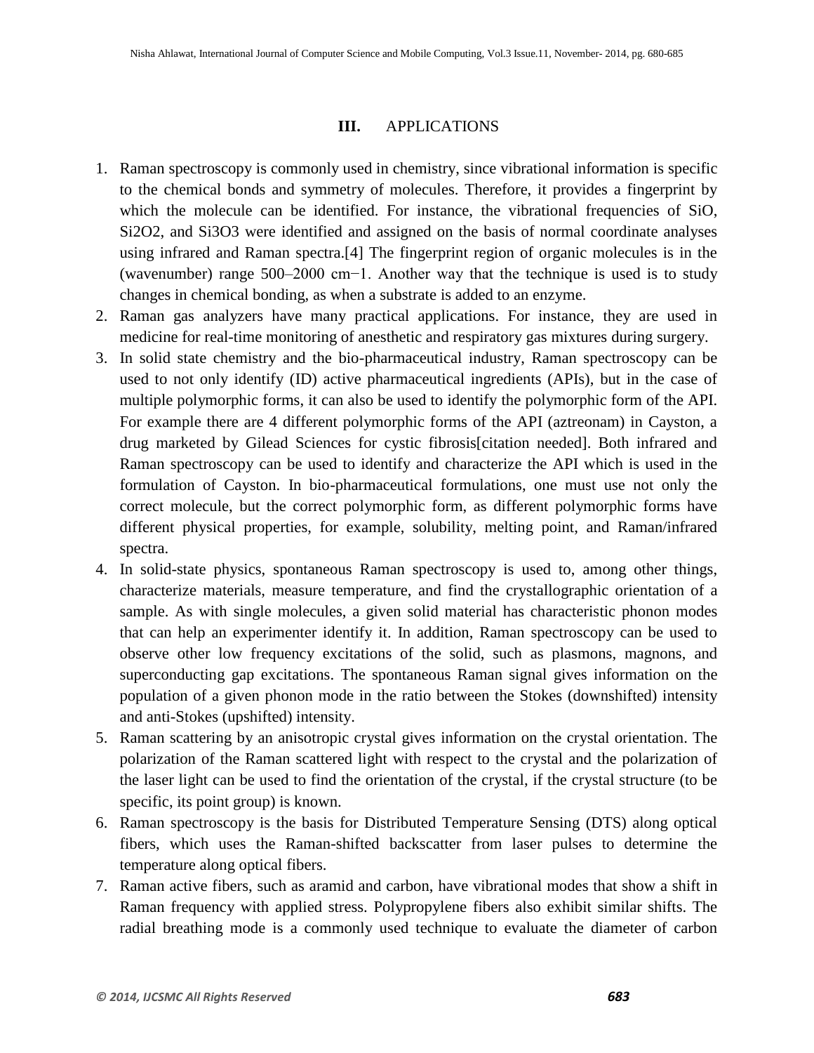## III. APPLICATIONS

1. Raman spectroscopy is commonly used in chemistry, since vibrational information is specific to the chemical bonds and symmetry of molecules. Therefore, it provides a fingerprint by which the molecule can be identified. For instance, the vibrational frequencies of SiO, $Si_2O_2$, and $Si_3O_3$ were identified and assigned on the basis of normal coordinate analyses using infrared and Raman spectra.[4] The fingerprint region of organic molecules is in the (wavenumber) range 500–2000 $cm^{-1}$. Another way that the technique is used is to study changes in chemical bonding, as when a substrate is added to an enzyme.
2. Raman gas analyzers have many practical applications. For instance, they are used in medicine for real-time monitoring of anesthetic and respiratory gas mixtures during surgery.
3. In solid state chemistry and the bio-pharmaceutical industry, Raman spectroscopy can be used to not only identify (ID) active pharmaceutical ingredients (APIs), but in the case of multiple polymorphic forms, it can also be used to identify the polymorphic form of the API. For example there are 4 different polymorphic forms of the API (aztreonam) in Cayston, a drug marketed by Gilead Sciences for cystic fibrosis[citation needed]. Both infrared and Raman spectroscopy can be used to identify and characterize the API which is used in the formulation of Cayston. In bio-pharmaceutical formulations, one must use not only the correct molecule, but the correct polymorphic form, as different polymorphic forms have different physical properties, for example, solubility, melting point, and Raman/infrared spectra.
4. In solid-state physics, spontaneous Raman spectroscopy is used to, among other things, characterize materials, measure temperature, and find the crystallographic orientation of a sample. As with single molecules, a given solid material has characteristic phonon modes that can help an experimenter identify it. In addition, Raman spectroscopy can be used to observe other low frequency excitations of the solid, such as plasmons, magnons, and superconducting gap excitations. The spontaneous Raman signal gives information on the population of a given phonon mode in the ratio between the Stokes (downshifted) intensity and anti-Stokes (upshifted) intensity.
5. Raman scattering by an anisotropic crystal gives information on the crystal orientation. The polarization of the Raman scattered light with respect to the crystal and the polarization of the laser light can be used to find the orientation of the crystal, if the crystal structure (to be specific, its point group) is known.
6. Raman spectroscopy is the basis for Distributed Temperature Sensing (DTS) along optical fibers, which uses the Raman-shifted backscatter from laser pulses to determine the temperature along optical fibers.
7. Raman active fibers, such as aramid and carbon, have vibrational modes that show a shift in Raman frequency with applied stress. Polypropylene fibers also exhibit similar shifts. The radial breathing mode is a commonly used technique to evaluate the diameter of carbon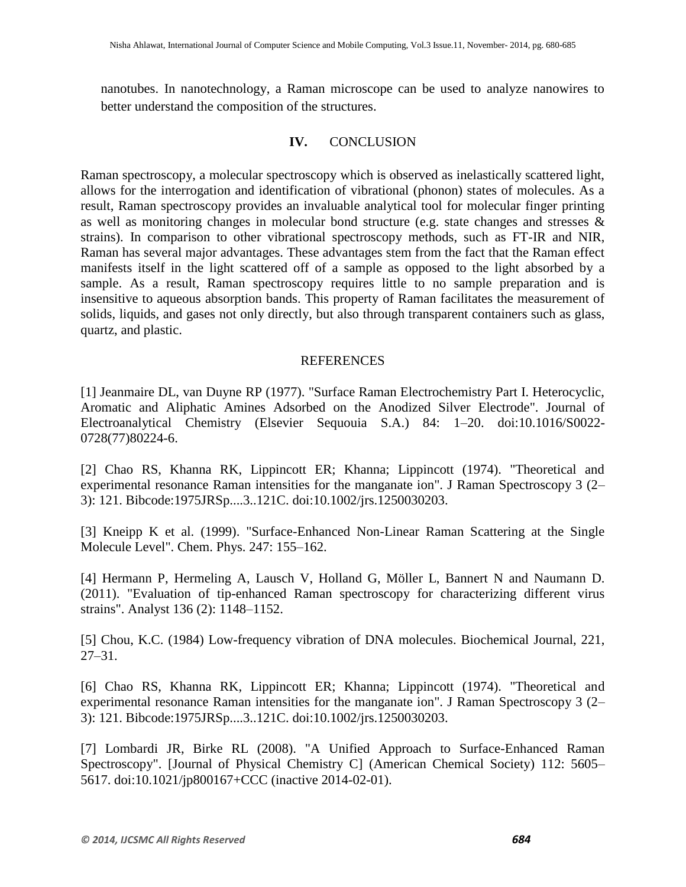nanotubes. In nanotechnology, a Raman microscope can be used to analyze nanowires to better understand the composition of the structures.

## IV. CONCLUSION

Raman spectroscopy, a molecular spectroscopy which is observed as inelastically scattered light, allows for the interrogation and identification of vibrational (phonon) states of molecules. As a result, Raman spectroscopy provides an invaluable analytical tool for molecular finger printing as well as monitoring changes in molecular bond structure (e.g. state changes and stresses & strains). In comparison to other vibrational spectroscopy methods, such as FT-IR and NIR, Raman has several major advantages. These advantages stem from the fact that the Raman effect manifests itself in the light scattered off of a sample as opposed to the light absorbed by a sample. As a result, Raman spectroscopy requires little to no sample preparation and is insensitive to aqueous absorption bands. This property of Raman facilitates the measurement of solids, liquids, and gases not only directly, but also through transparent containers such as glass, quartz, and plastic.

## REFERENCES

[1] Jeanmaire DL, van Duyne RP (1977). "Surface Raman Electrochemistry Part I. Heterocyclic, Aromatic and Aliphatic Amines Adsorbed on the Anodized Silver Electrode". Journal of Electroanalytical Chemistry (Elsevier Sequouia S.A.) 84: 1–20. doi:10.1016/S0022-0728(77)80224-6.

[2] Chao RS, Khanna RK, Lippincott ER; Khanna; Lippincott (1974). "Theoretical and experimental resonance Raman intensities for the manganate ion". J Raman Spectroscopy 3 (2–3): 121. Bibcode:1975JRSp....3..121C. doi:10.1002/jrs.1250030203.

[3] Kneipp K et al. (1999). "Surface-Enhanced Non-Linear Raman Scattering at the Single Molecule Level". Chem. Phys. 247: 155–162.

[4] Hermann P, Hermeling A, Lausch V, Holland G, Möller L, Bannert N and Naumann D. (2011). "Evaluation of tip-enhanced Raman spectroscopy for characterizing different virus strains". Analyst 136 (2): 1148–1152.

[5] Chou, K.C. (1984) Low-frequency vibration of DNA molecules. Biochemical Journal, 221, 27–31.

[6] Chao RS, Khanna RK, Lippincott ER; Khanna; Lippincott (1974). "Theoretical and experimental resonance Raman intensities for the manganate ion". J Raman Spectroscopy 3 (2–3): 121. Bibcode:1975JRSp....3..121C. doi:10.1002/jrs.1250030203.

[7] Lombardi JR, Birke RL (2008). "A Unified Approach to Surface-Enhanced Raman Spectroscopy". [Journal of Physical Chemistry C] (American Chemical Society) 112: 5605–5617. doi:10.1021/jp800167+CCC (inactive 2014-02-01).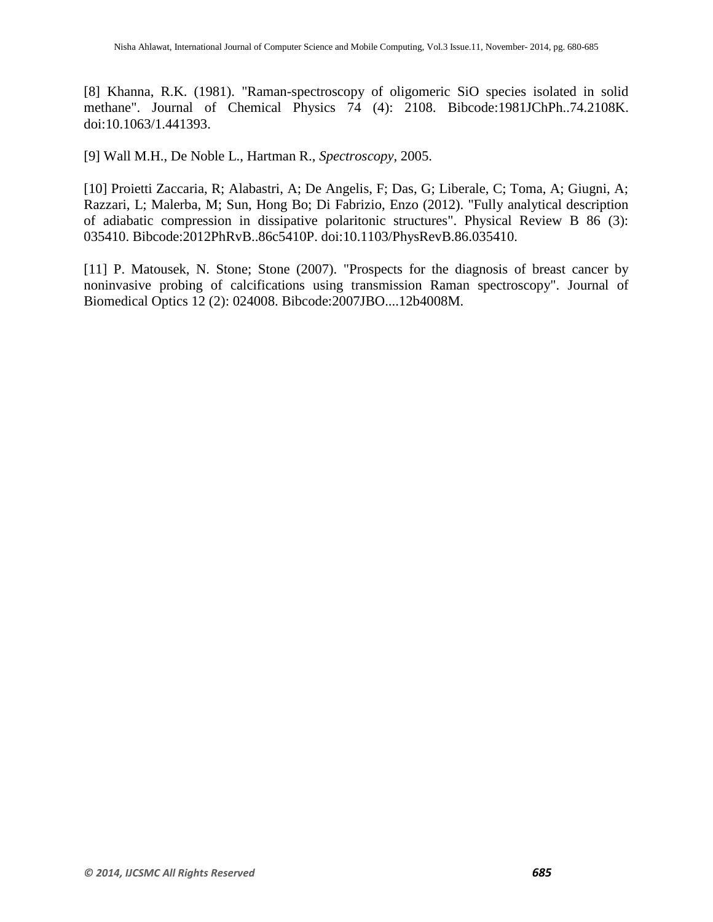[8] Khanna, R.K. (1981). "Raman-spectroscopy of oligomeric SiO species isolated in solid methane". Journal of Chemical Physics 74 (4): 2108. Bibcode:1981JChPh..74.2108K. doi:10.1063/1.441393.

[9] Wall M.H., De Noble L., Hartman R., *Spectroscopy*, 2005.

[10] Proietti Zaccaria, R; Alabastri, A; De Angelis, F; Das, G; Liberale, C; Toma, A; Giugni, A; Razzari, L; Malerba, M; Sun, Hong Bo; Di Fabrizio, Enzo (2012). "Fully analytical description of adiabatic compression in dissipative polaritonic structures". Physical Review B 86 (3): 035410. Bibcode:2012PhRvB..86c5410P. doi:10.1103/PhysRevB.86.035410.

[11] P. Matousek, N. Stone; Stone (2007). "Prospects for the diagnosis of breast cancer by noninvasive probing of calcifications using transmission Raman spectroscopy". Journal of Biomedical Optics 12 (2): 024008. Bibcode:2007JBO....12b4008M.